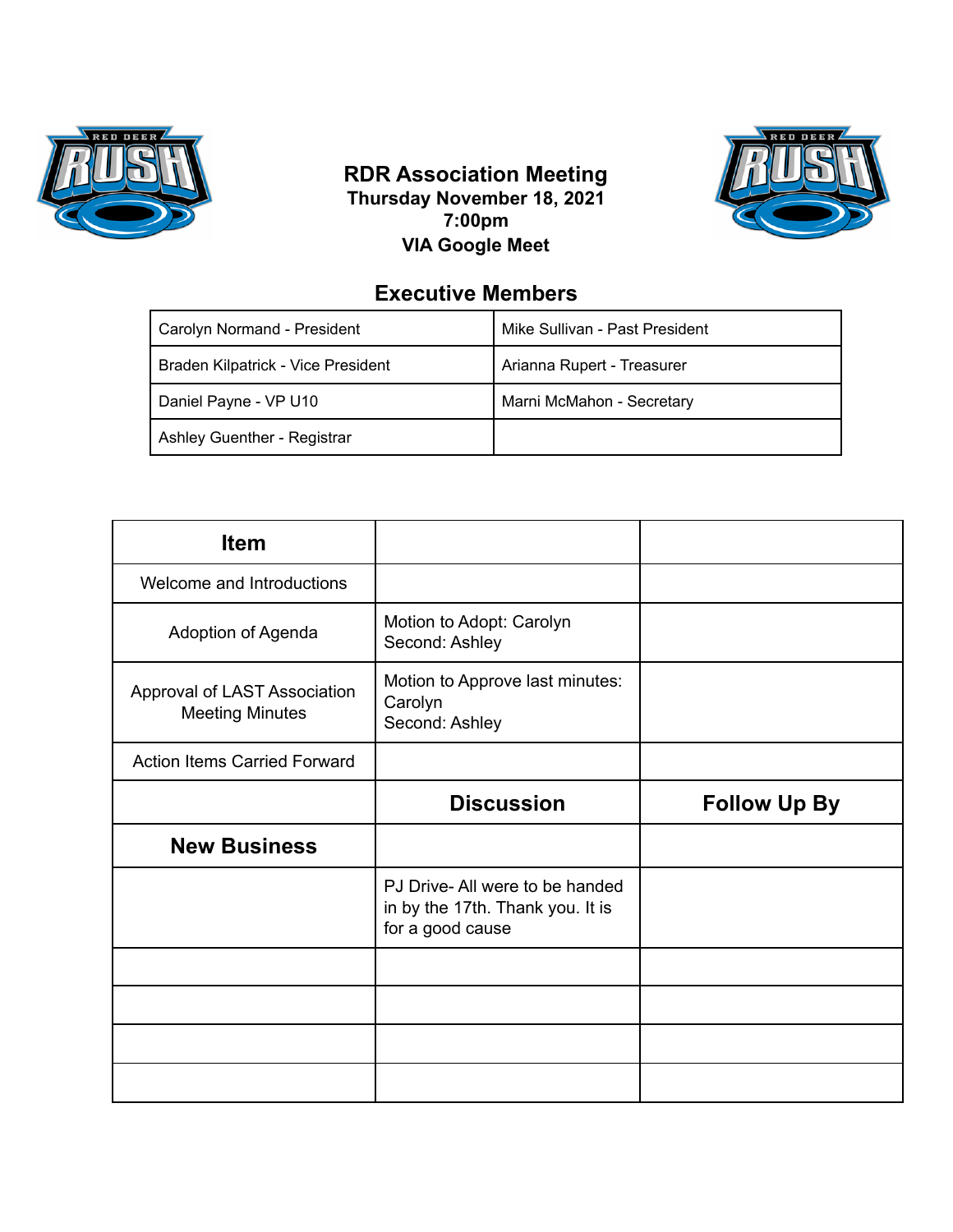# RDR Association Meeting

**Thursday November 18, 2021**
**7:00pm**
**VIA Google Meet**

## Executive Members

| | |
|---|---|
| Carolyn Normand - President | Mike Sullivan - Past President |
| Braden Kilpatrick - Vice President | Arianna Rupert - Treasurer |
| Daniel Payne - VP U10 | Marni McMahon - Secretary |
| Ashley Guenther - Registrar | |

| Item | | |
|---|---|---|
| Welcome and Introductions | | |
| Adoption of Agenda | Motion to Adopt: Carolyn<br>Second: Ashley | |
| Approval of LAST Association Meeting Minutes | Motion to Approve last minutes: Carolyn<br>Second: Ashley | |
| Action Items Carried Forward | | |
| | **Discussion** | **Follow Up By** |
| **New Business** | | |
| | PJ Drive- All were to be handed in by the 17th. Thank you. It is for a good cause | |
| | | |
| | | |
| | | |
| | | |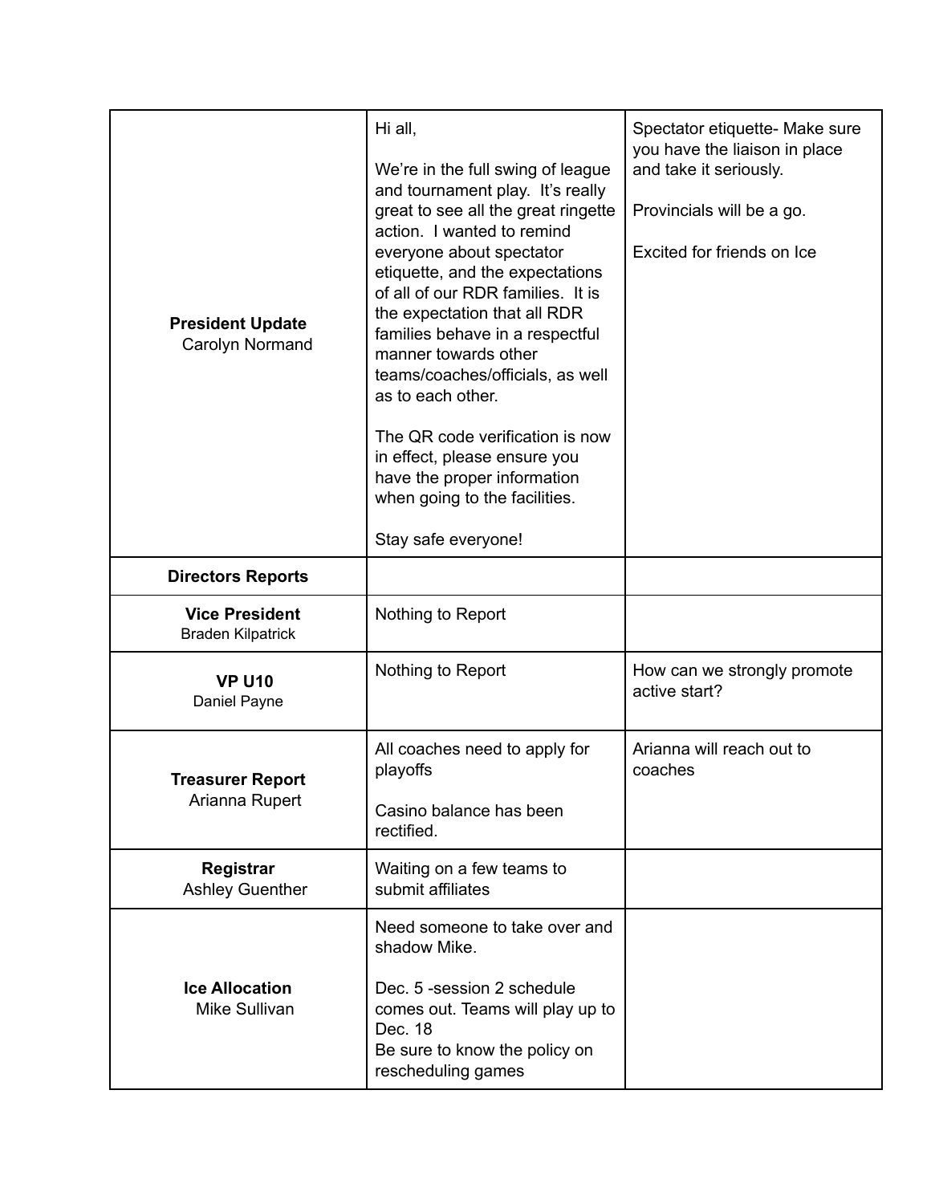| | | |
|---|---|---|
| **President Update**<br>Carolyn Normand | Hi all,<br><br>We're in the full swing of league and tournament play.  It's really great to see all the great ringette action.  I wanted to remind everyone about spectator etiquette, and the expectations of all of our RDR families.  It is the expectation that all RDR families behave in a respectful manner towards other teams/coaches/officials, as well as to each other.<br><br>The QR code verification is now in effect, please ensure you have the proper information when going to the facilities.<br><br>Stay safe everyone! | Spectator etiquette- Make sure you have the liaison in place and take it seriously.<br><br>Provincials will be a go.<br><br>Excited for friends on Ice |
| **Directors Reports** | | |
| **Vice President**<br>Braden Kilpatrick | Nothing to Report | |
| **VP U10**<br>Daniel Payne | Nothing to Report | How can we strongly promote active start? |
| **Treasurer Report**<br>Arianna Rupert | All coaches need to apply for playoffs<br><br>Casino balance has been rectified. | Arianna will reach out to coaches |
| **Registrar**<br>Ashley Guenther | Waiting on a few teams to submit affiliates | |
| **Ice Allocation**<br>Mike Sullivan | Need someone to take over and shadow Mike.<br><br>Dec. 5 -session 2 schedule comes out. Teams will play up to Dec. 18<br>Be sure to know the policy on rescheduling games | |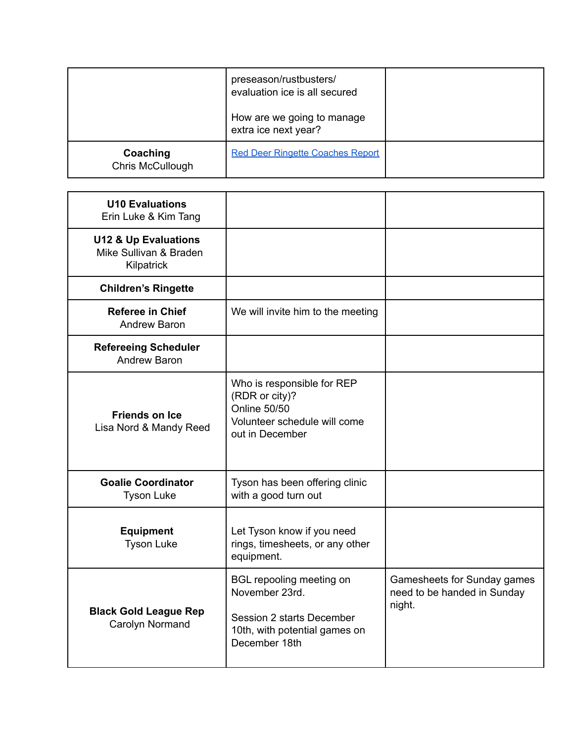| | | |
|---|---|---|
| | preseason/rustbusters/ evaluation ice is all secured<br><br>How are we going to manage extra ice next year? | |
| **Coaching**<br>Chris McCullough | [Red Deer Ringette Coaches Report] | |

| | | |
|---|---|---|
| **U10 Evaluations**<br>Erin Luke & Kim Tang | | |
| **U12 & Up Evaluations**<br>Mike Sullivan & Braden Kilpatrick | | |
| **Children's Ringette** | | |
| **Referee in Chief**<br>Andrew Baron | We will invite him to the meeting | |
| **Refereeing Scheduler**<br>Andrew Baron | | |
| **Friends on Ice**<br>Lisa Nord & Mandy Reed | Who is responsible for REP (RDR or city)?<br>Online 50/50<br>Volunteer schedule will come out in December | |
| **Goalie Coordinator**<br>Tyson Luke | Tyson has been offering clinic with a good turn out | |
| **Equipment**<br>Tyson Luke | Let Tyson know if you need rings, timesheets, or any other equipment. | |
| **Black Gold League Rep**<br>Carolyn Normand | BGL repooling meeting on November 23rd.<br><br>Session 2 starts December 10th, with potential games on December 18th | Gamesheets for Sunday games need to be handed in Sunday night. |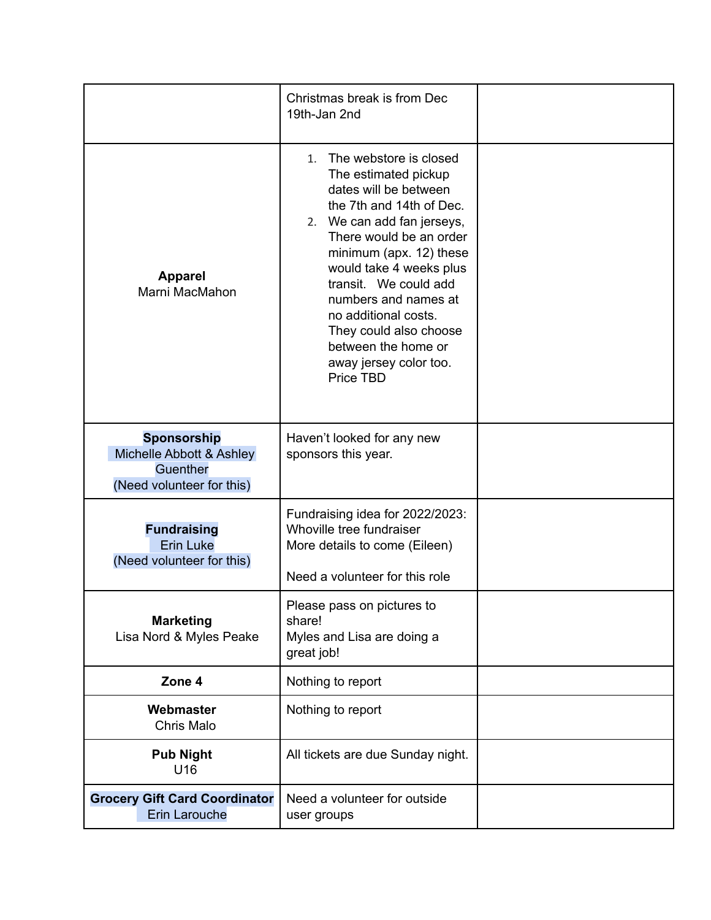| | | |
|---|---|---|
| | Christmas break is from Dec 19th-Jan 2nd | |
| **Apparel**<br>Marni MacMahon | 1. The webstore is closed The estimated pickup dates will be between the 7th and 14th of Dec.<br>2. We can add fan jerseys, There would be an order minimum (apx. 12) these would take 4 weeks plus transit. We could add numbers and names at no additional costs. They could also choose between the home or away jersey color too. Price TBD | |
| **Sponsorship**<br>Michelle Abbott & Ashley Guenther<br>(Need volunteer for this) | Haven't looked for any new sponsors this year. | |
| **Fundraising**<br>Erin Luke<br>(Need volunteer for this) | Fundraising idea for 2022/2023: Whoville tree fundraiser<br>More details to come (Eileen)<br><br>Need a volunteer for this role | |
| **Marketing**<br>Lisa Nord & Myles Peake | Please pass on pictures to share!<br>Myles and Lisa are doing a great job! | |
| **Zone 4** | Nothing to report | |
| **Webmaster**<br>Chris Malo | Nothing to report | |
| **Pub Night**<br>U16 | All tickets are due Sunday night. | |
| **Grocery Gift Card Coordinator**<br>Erin Larouche | Need a volunteer for outside user groups | |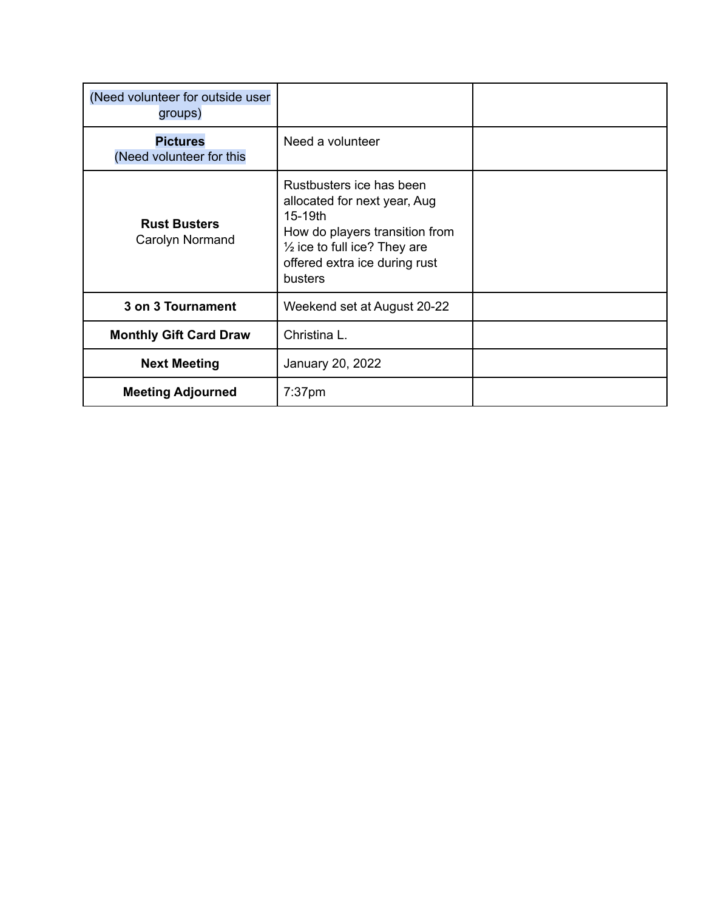| | | |
|---|---|---|
| (Need volunteer for outside user groups) | | |
| **Pictures**<br>(Need volunteer for this | Need a volunteer | |
| **Rust Busters**<br>Carolyn Normand | Rustbusters ice has been allocated for next year, Aug 15-19th<br>How do players transition from ½ ice to full ice? They are offered extra ice during rust busters | |
| **3 on 3 Tournament** | Weekend set at August 20-22 | |
| **Monthly Gift Card Draw** | Christina L. | |
| **Next Meeting** | January 20, 2022 | |
| **Meeting Adjourned** | 7:37pm | |